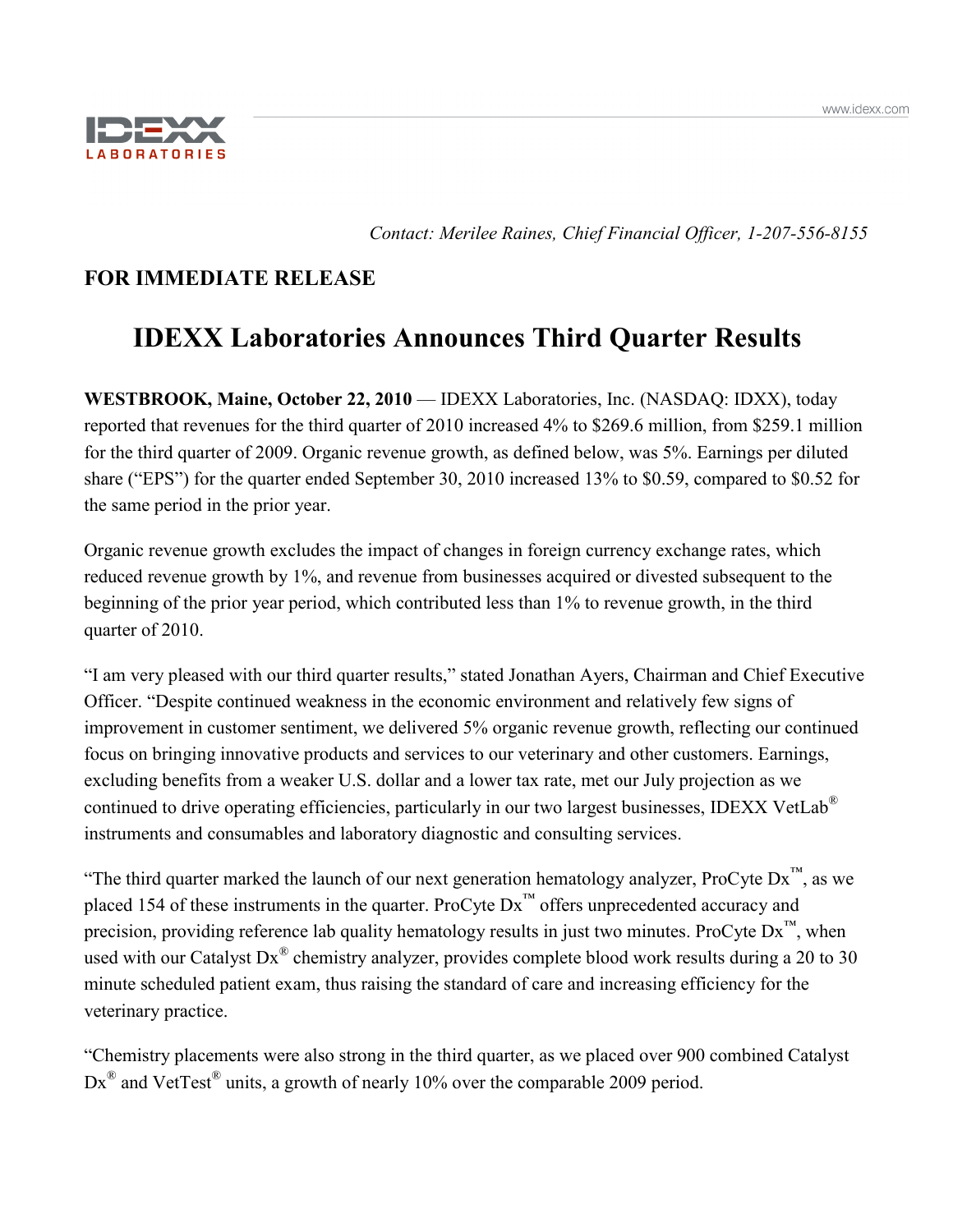IDEXX LABORATORIES

*Contact: Merilee Raines, Chief Financial Officer, 1-207-556-8155*

**FOR IMMEDIATE RELEASE**

# IDEXX Laboratories Announces Third Quarter Results

**WESTBROOK, Maine, October 22, 2010** — IDEXX Laboratories, Inc. (NASDAQ: IDXX), today reported that revenues for the third quarter of 2010 increased 4% to $269.6 million, from $259.1 million for the third quarter of 2009. Organic revenue growth, as defined below, was 5%. Earnings per diluted share ("EPS") for the quarter ended September 30, 2010 increased 13% to $0.59, compared to $0.52 for the same period in the prior year.

Organic revenue growth excludes the impact of changes in foreign currency exchange rates, which reduced revenue growth by 1%, and revenue from businesses acquired or divested subsequent to the beginning of the prior year period, which contributed less than 1% to revenue growth, in the third quarter of 2010.

"I am very pleased with our third quarter results," stated Jonathan Ayers, Chairman and Chief Executive Officer. "Despite continued weakness in the economic environment and relatively few signs of improvement in customer sentiment, we delivered 5% organic revenue growth, reflecting our continued focus on bringing innovative products and services to our veterinary and other customers. Earnings, excluding benefits from a weaker U.S. dollar and a lower tax rate, met our July projection as we continued to drive operating efficiencies, particularly in our two largest businesses, IDEXX VetLab® instruments and consumables and laboratory diagnostic and consulting services.

"The third quarter marked the launch of our next generation hematology analyzer, ProCyte Dx™, as we placed 154 of these instruments in the quarter. ProCyte Dx™ offers unprecedented accuracy and precision, providing reference lab quality hematology results in just two minutes. ProCyte Dx™, when used with our Catalyst Dx® chemistry analyzer, provides complete blood work results during a 20 to 30 minute scheduled patient exam, thus raising the standard of care and increasing efficiency for the veterinary practice.

"Chemistry placements were also strong in the third quarter, as we placed over 900 combined Catalyst Dx® and VetTest® units, a growth of nearly 10% over the comparable 2009 period.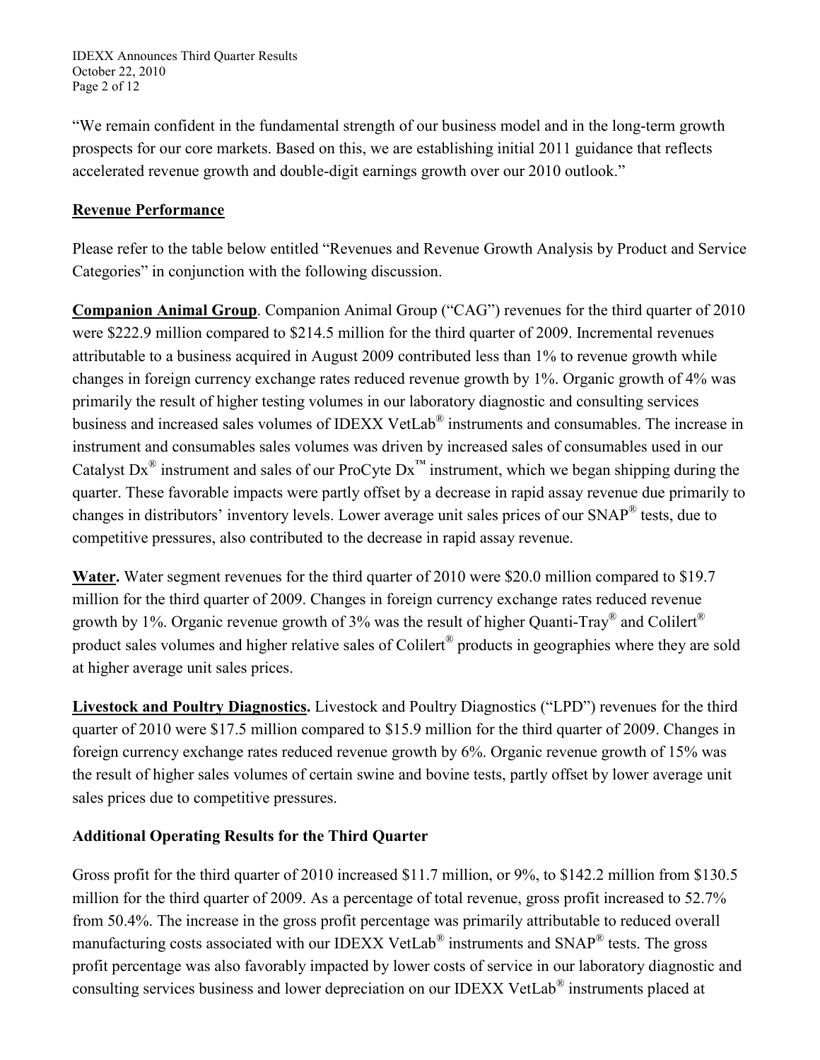"We remain confident in the fundamental strength of our business model and in the long-term growth prospects for our core markets. Based on this, we are establishing initial 2011 guidance that reflects accelerated revenue growth and double-digit earnings growth over our 2010 outlook."

**Revenue Performance**

Please refer to the table below entitled "Revenues and Revenue Growth Analysis by Product and Service Categories" in conjunction with the following discussion.

**Companion Animal Group**. Companion Animal Group ("CAG") revenues for the third quarter of 2010 were $222.9 million compared to $214.5 million for the third quarter of 2009. Incremental revenues attributable to a business acquired in August 2009 contributed less than 1% to revenue growth while changes in foreign currency exchange rates reduced revenue growth by 1%. Organic growth of 4% was primarily the result of higher testing volumes in our laboratory diagnostic and consulting services business and increased sales volumes of IDEXX VetLab® instruments and consumables. The increase in instrument and consumables sales volumes was driven by increased sales of consumables used in our Catalyst Dx® instrument and sales of our ProCyte Dx™ instrument, which we began shipping during the quarter. These favorable impacts were partly offset by a decrease in rapid assay revenue due primarily to changes in distributors' inventory levels. Lower average unit sales prices of our SNAP® tests, due to competitive pressures, also contributed to the decrease in rapid assay revenue.

**Water.** Water segment revenues for the third quarter of 2010 were $20.0 million compared to $19.7 million for the third quarter of 2009. Changes in foreign currency exchange rates reduced revenue growth by 1%. Organic revenue growth of 3% was the result of higher Quanti-Tray® and Colilert® product sales volumes and higher relative sales of Colilert® products in geographies where they are sold at higher average unit sales prices.

**Livestock and Poultry Diagnostics.** Livestock and Poultry Diagnostics ("LPD") revenues for the third quarter of 2010 were $17.5 million compared to $15.9 million for the third quarter of 2009. Changes in foreign currency exchange rates reduced revenue growth by 6%. Organic revenue growth of 15% was the result of higher sales volumes of certain swine and bovine tests, partly offset by lower average unit sales prices due to competitive pressures.

**Additional Operating Results for the Third Quarter**

Gross profit for the third quarter of 2010 increased $11.7 million, or 9%, to $142.2 million from $130.5 million for the third quarter of 2009. As a percentage of total revenue, gross profit increased to 52.7% from 50.4%. The increase in the gross profit percentage was primarily attributable to reduced overall manufacturing costs associated with our IDEXX VetLab® instruments and SNAP® tests. The gross profit percentage was also favorably impacted by lower costs of service in our laboratory diagnostic and consulting services business and lower depreciation on our IDEXX VetLab® instruments placed at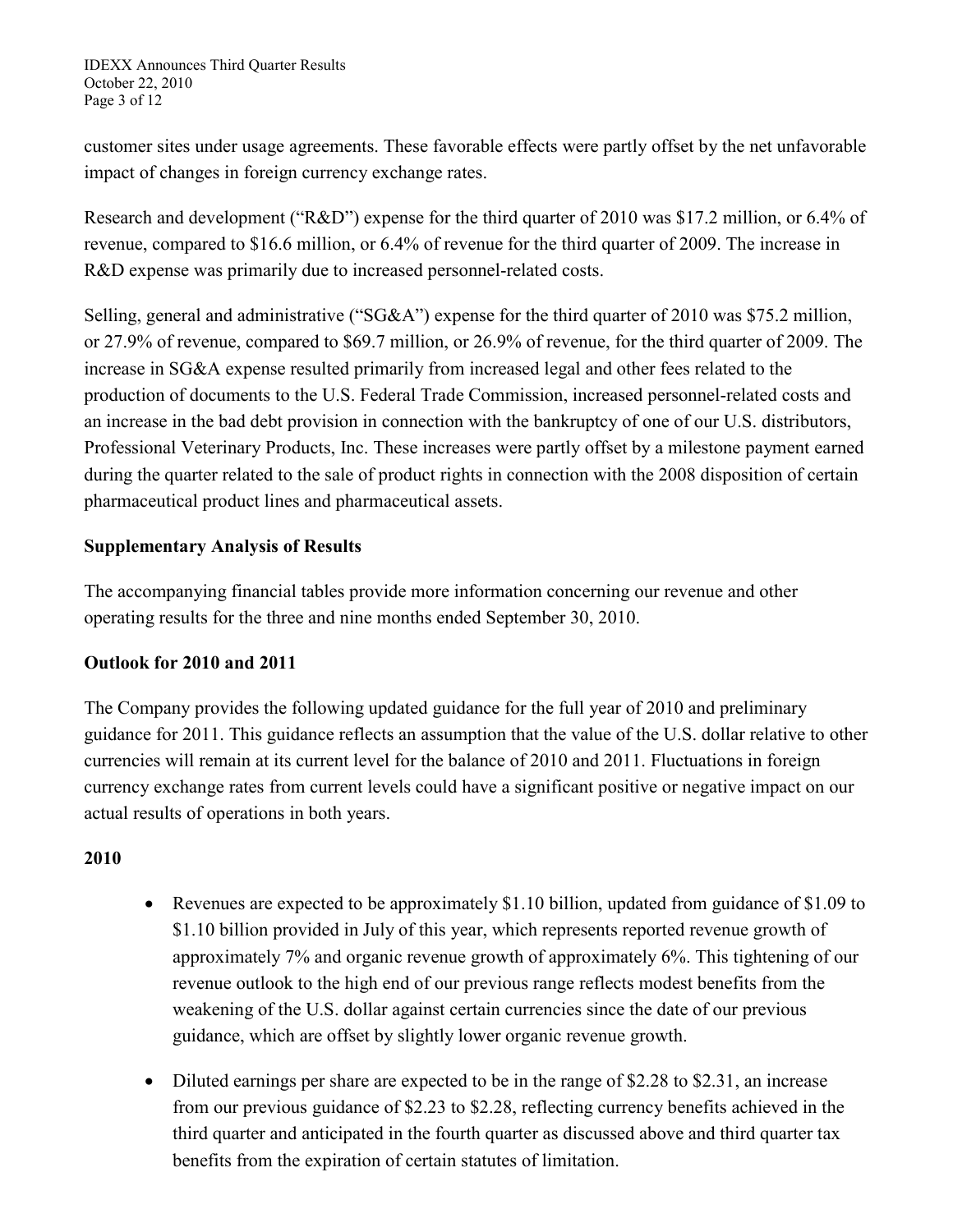customer sites under usage agreements. These favorable effects were partly offset by the net unfavorable impact of changes in foreign currency exchange rates.

Research and development ("R&D") expense for the third quarter of 2010 was $17.2 million, or 6.4% of revenue, compared to $16.6 million, or 6.4% of revenue for the third quarter of 2009. The increase in R&D expense was primarily due to increased personnel-related costs.

Selling, general and administrative ("SG&A") expense for the third quarter of 2010 was $75.2 million, or 27.9% of revenue, compared to $69.7 million, or 26.9% of revenue, for the third quarter of 2009. The increase in SG&A expense resulted primarily from increased legal and other fees related to the production of documents to the U.S. Federal Trade Commission, increased personnel-related costs and an increase in the bad debt provision in connection with the bankruptcy of one of our U.S. distributors, Professional Veterinary Products, Inc. These increases were partly offset by a milestone payment earned during the quarter related to the sale of product rights in connection with the 2008 disposition of certain pharmaceutical product lines and pharmaceutical assets.

**Supplementary Analysis of Results**

The accompanying financial tables provide more information concerning our revenue and other operating results for the three and nine months ended September 30, 2010.

**Outlook for 2010 and 2011**

The Company provides the following updated guidance for the full year of 2010 and preliminary guidance for 2011. This guidance reflects an assumption that the value of the U.S. dollar relative to other currencies will remain at its current level for the balance of 2010 and 2011. Fluctuations in foreign currency exchange rates from current levels could have a significant positive or negative impact on our actual results of operations in both years.

**2010**

- Revenues are expected to be approximately $1.10 billion, updated from guidance of $1.09 to $1.10 billion provided in July of this year, which represents reported revenue growth of approximately 7% and organic revenue growth of approximately 6%. This tightening of our revenue outlook to the high end of our previous range reflects modest benefits from the weakening of the U.S. dollar against certain currencies since the date of our previous guidance, which are offset by slightly lower organic revenue growth.

- Diluted earnings per share are expected to be in the range of $2.28 to $2.31, an increase from our previous guidance of $2.23 to $2.28, reflecting currency benefits achieved in the third quarter and anticipated in the fourth quarter as discussed above and third quarter tax benefits from the expiration of certain statutes of limitation.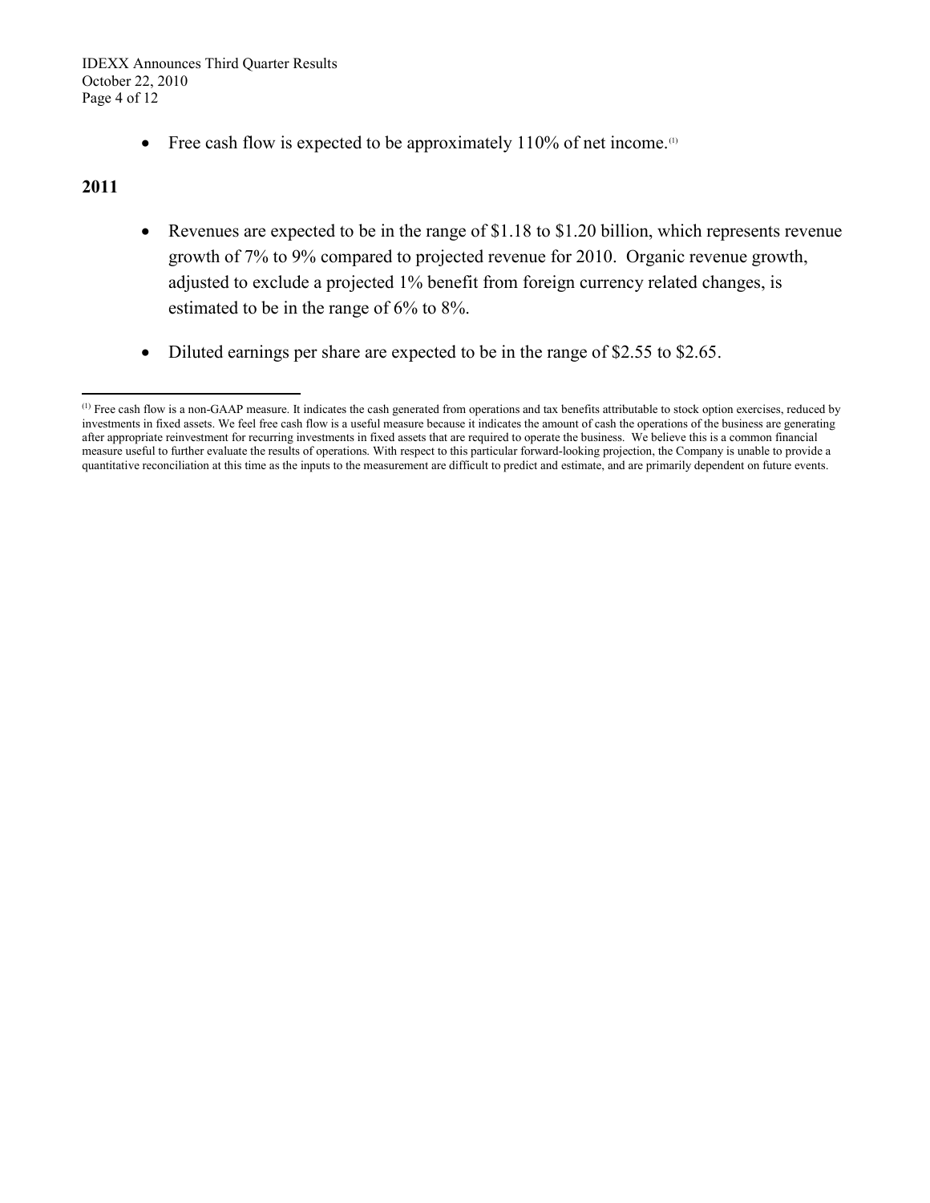- Free cash flow is expected to be approximately 110% of net income.[1]

**2011**

- Revenues are expected to be in the range of $1.18 to $1.20 billion, which represents revenue growth of 7% to 9% compared to projected revenue for 2010. Organic revenue growth, adjusted to exclude a projected 1% benefit from foreign currency related changes, is estimated to be in the range of 6% to 8%.

- Diluted earnings per share are expected to be in the range of $2.55 to $2.65.

---

[1] Free cash flow is a non-GAAP measure. It indicates the cash generated from operations and tax benefits attributable to stock option exercises, reduced by investments in fixed assets. We feel free cash flow is a useful measure because it indicates the amount of cash the operations of the business are generating after appropriate reinvestment for recurring investments in fixed assets that are required to operate the business. We believe this is a common financial measure useful to further evaluate the results of operations. With respect to this particular forward-looking projection, the Company is unable to provide a quantitative reconciliation at this time as the inputs to the measurement are difficult to predict and estimate, and are primarily dependent on future events.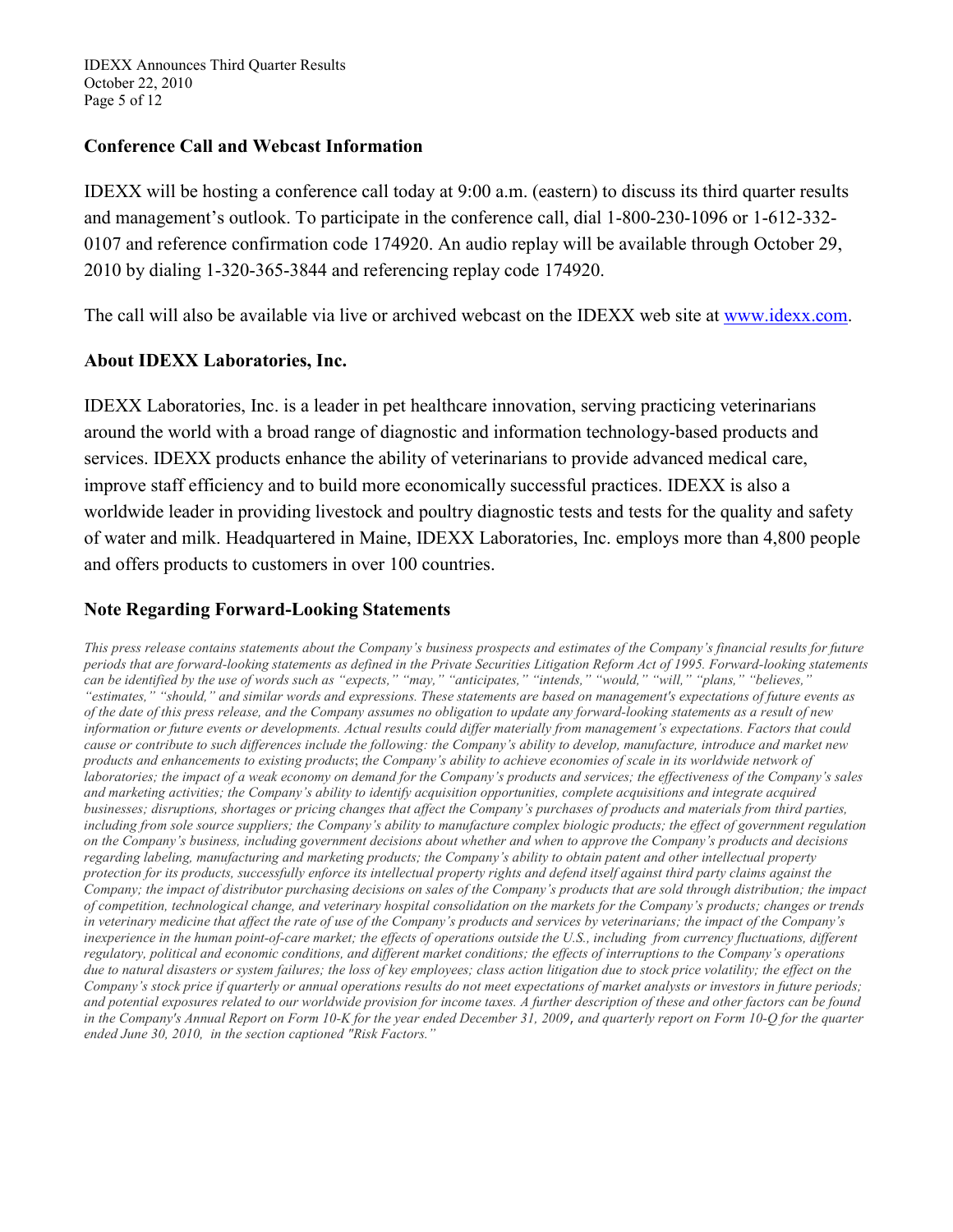## Conference Call and Webcast Information

IDEXX will be hosting a conference call today at 9:00 a.m. (eastern) to discuss its third quarter results and management's outlook. To participate in the conference call, dial 1-800-230-1096 or 1-612-332-0107 and reference confirmation code 174920. An audio replay will be available through October 29, 2010 by dialing 1-320-365-3844 and referencing replay code 174920.

The call will also be available via live or archived webcast on the IDEXX web site at [www.idexx.com](http://www.idexx.com).

## About IDEXX Laboratories, Inc.

IDEXX Laboratories, Inc. is a leader in pet healthcare innovation, serving practicing veterinarians around the world with a broad range of diagnostic and information technology-based products and services. IDEXX products enhance the ability of veterinarians to provide advanced medical care, improve staff efficiency and to build more economically successful practices. IDEXX is also a worldwide leader in providing livestock and poultry diagnostic tests and tests for the quality and safety of water and milk. Headquartered in Maine, IDEXX Laboratories, Inc. employs more than 4,800 people and offers products to customers in over 100 countries.

## Note Regarding Forward-Looking Statements

*This press release contains statements about the Company's business prospects and estimates of the Company's financial results for future periods that are forward-looking statements as defined in the Private Securities Litigation Reform Act of 1995. Forward-looking statements can be identified by the use of words such as "expects," "may," "anticipates," "intends," "would," "will," "plans," "believes," "estimates," "should," and similar words and expressions. These statements are based on management's expectations of future events as of the date of this press release, and the Company assumes no obligation to update any forward-looking statements as a result of new information or future events or developments. Actual results could differ materially from management's expectations. Factors that could cause or contribute to such differences include the following: the Company's ability to develop, manufacture, introduce and market new products and enhancements to existing products; the Company's ability to achieve economies of scale in its worldwide network of laboratories; the impact of a weak economy on demand for the Company's products and services; the effectiveness of the Company's sales and marketing activities; the Company's ability to identify acquisition opportunities, complete acquisitions and integrate acquired businesses; disruptions, shortages or pricing changes that affect the Company's purchases of products and materials from third parties, including from sole source suppliers; the Company's ability to manufacture complex biologic products; the effect of government regulation on the Company's business, including government decisions about whether and when to approve the Company's products and decisions regarding labeling, manufacturing and marketing products; the Company's ability to obtain patent and other intellectual property protection for its products, successfully enforce its intellectual property rights and defend itself against third party claims against the Company; the impact of distributor purchasing decisions on sales of the Company's products that are sold through distribution; the impact of competition, technological change, and veterinary hospital consolidation on the markets for the Company's products; changes or trends in veterinary medicine that affect the rate of use of the Company's products and services by veterinarians; the impact of the Company's inexperience in the human point-of-care market; the effects of operations outside the U.S., including from currency fluctuations, different regulatory, political and economic conditions, and different market conditions; the effects of interruptions to the Company's operations due to natural disasters or system failures; the loss of key employees; class action litigation due to stock price volatility; the effect on the Company's stock price if quarterly or annual operations results do not meet expectations of market analysts or investors in future periods; and potential exposures related to our worldwide provision for income taxes. A further description of these and other factors can be found in the Company's Annual Report on Form 10-K for the year ended December 31, 2009, and quarterly report on Form 10-Q for the quarter ended June 30, 2010, in the section captioned "Risk Factors."*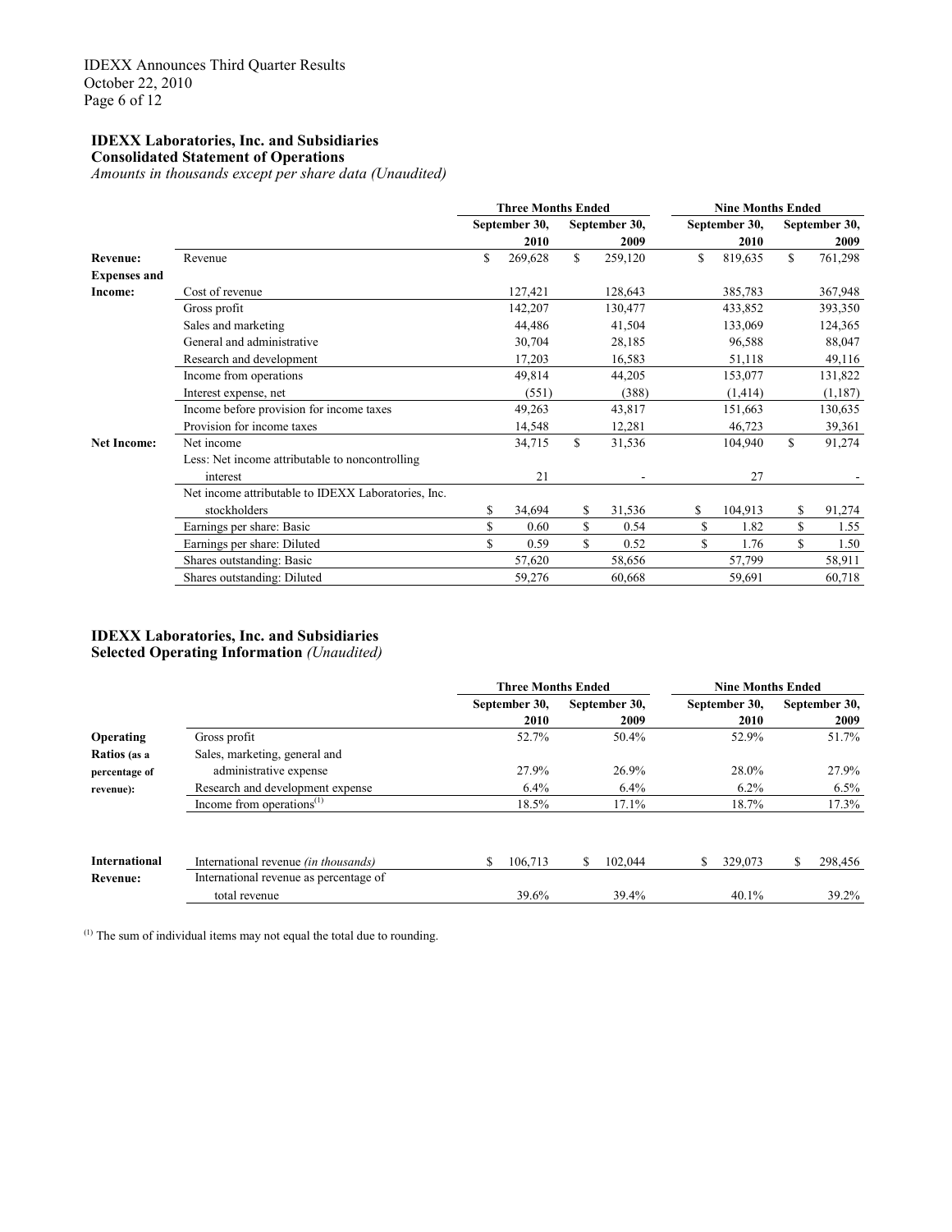**IDEXX Laboratories, Inc. and Subsidiaries**
**Consolidated Statement of Operations**
*Amounts in thousands except per share data (Unaudited)*

| | | Three Months Ended | | Nine Months Ended | |
|---|---|---|---|---|---|
| | | September 30, 2010 | September 30, 2009 | September 30, 2010 | September 30, 2009 |
| **Revenue:** | Revenue | $ 269,628 | $ 259,120 | $ 819,635 | $ 761,298 |
| **Expenses and Income:** | Cost of revenue | 127,421 | 128,643 | 385,783 | 367,948 |
| | Gross profit | 142,207 | 130,477 | 433,852 | 393,350 |
| | Sales and marketing | 44,486 | 41,504 | 133,069 | 124,365 |
| | General and administrative | 30,704 | 28,185 | 96,588 | 88,047 |
| | Research and development | 17,203 | 16,583 | 51,118 | 49,116 |
| | Income from operations | 49,814 | 44,205 | 153,077 | 131,822 |
| | Interest expense, net | (551) | (388) | (1,414) | (1,187) |
| | Income before provision for income taxes | 49,263 | 43,817 | 151,663 | 130,635 |
| | Provision for income taxes | 14,548 | 12,281 | 46,723 | 39,361 |
| **Net Income:** | Net income | 34,715 | $ 31,536 | 104,940 | $ 91,274 |
| | Less: Net income attributable to noncontrolling interest | 21 | - | 27 | - |
| | Net income attributable to IDEXX Laboratories, Inc. stockholders | $ 34,694 | $ 31,536 | $ 104,913 | $ 91,274 |
| | Earnings per share: Basic | $ 0.60 | $ 0.54 | $ 1.82 | $ 1.55 |
| | Earnings per share: Diluted | $ 0.59 | $ 0.52 | $ 1.76 | $ 1.50 |
| | Shares outstanding: Basic | 57,620 | 58,656 | 57,799 | 58,911 |
| | Shares outstanding: Diluted | 59,276 | 60,668 | 59,691 | 60,718 |

**IDEXX Laboratories, Inc. and Subsidiaries**
**Selected Operating Information** *(Unaudited)*

| | | Three Months Ended | | Nine Months Ended | |
|---|---|---|---|---|---|
| | | September 30, 2010 | September 30, 2009 | September 30, 2010 | September 30, 2009 |
| **Operating Ratios** (as a percentage of revenue): | Gross profit | 52.7% | 50.4% | 52.9% | 51.7% |
| | Sales, marketing, general and administrative expense | 27.9% | 26.9% | 28.0% | 27.9% |
| | Research and development expense | 6.4% | 6.4% | 6.2% | 6.5% |
| | Income from operations[(1)] | 18.5% | 17.1% | 18.7% | 17.3% |
| **International Revenue:** | International revenue *(in thousands)* | $ 106,713 | $ 102,044 | $ 329,073 | $ 298,456 |
| | International revenue as percentage of total revenue | 39.6% | 39.4% | 40.1% | 39.2% |

[(1)] The sum of individual items may not equal the total due to rounding.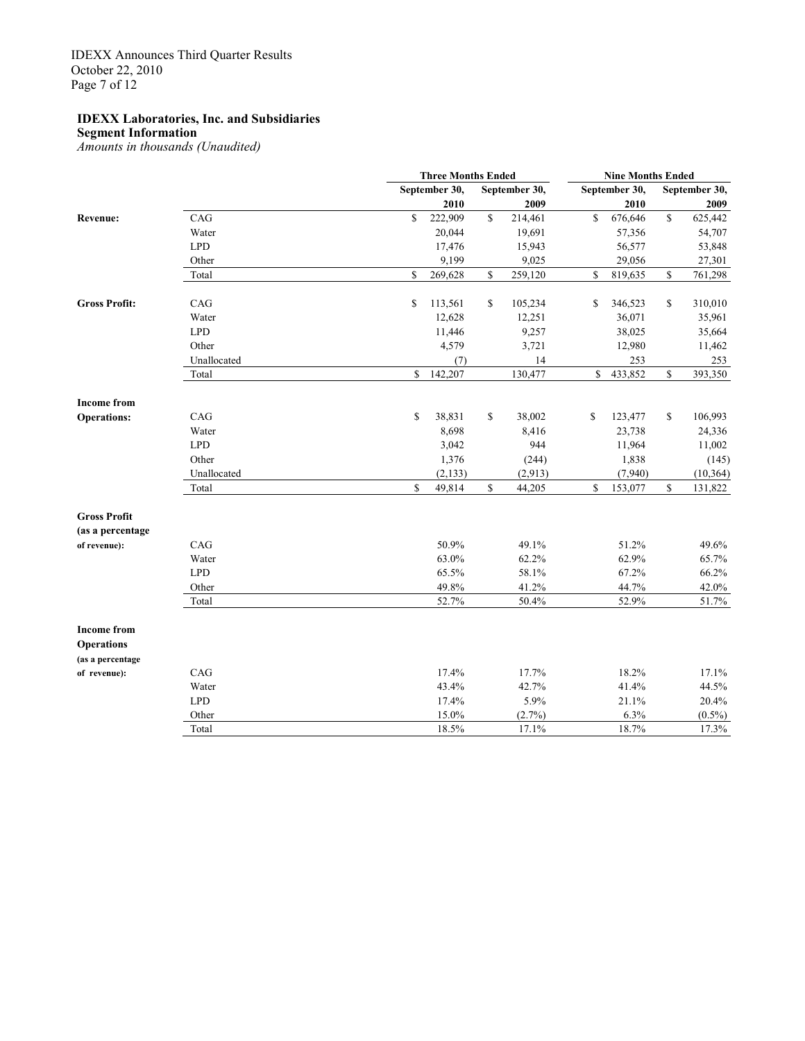**IDEXX Laboratories, Inc. and Subsidiaries**
**Segment Information**
*Amounts in thousands (Unaudited)*

| | | Three Months Ended | | Nine Months Ended | |
|---|---|---|---|---|---|
| | | September 30, 2010 | September 30, 2009 | September 30, 2010 | September 30, 2009 |
| **Revenue:** | CAG | $ 222,909 | $ 214,461 | $ 676,646 | $ 625,442 |
| | Water | 20,044 | 19,691 | 57,356 | 54,707 |
| | LPD | 17,476 | 15,943 | 56,577 | 53,848 |
| | Other | 9,199 | 9,025 | 29,056 | 27,301 |
| | Total | $ 269,628 | $ 259,120 | $ 819,635 | $ 761,298 |
| **Gross Profit:** | CAG | $ 113,561 | $ 105,234 | $ 346,523 | $ 310,010 |
| | Water | 12,628 | 12,251 | 36,071 | 35,961 |
| | LPD | 11,446 | 9,257 | 38,025 | 35,664 |
| | Other | 4,579 | 3,721 | 12,980 | 11,462 |
| | Unallocated | (7) | 14 | 253 | 253 |
| | Total | $ 142,207 | 130,477 | $ 433,852 | $ 393,350 |
| **Income from Operations:** | CAG | $ 38,831 | $ 38,002 | $ 123,477 | $ 106,993 |
| | Water | 8,698 | 8,416 | 23,738 | 24,336 |
| | LPD | 3,042 | 944 | 11,964 | 11,002 |
| | Other | 1,376 | (244) | 1,838 | (145) |
| | Unallocated | (2,133) | (2,913) | (7,940) | (10,364) |
| | Total | $ 49,814 | $ 44,205 | $ 153,077 | $ 131,822 |
| **Gross Profit (as a percentage of revenue):** | CAG | 50.9% | 49.1% | 51.2% | 49.6% |
| | Water | 63.0% | 62.2% | 62.9% | 65.7% |
| | LPD | 65.5% | 58.1% | 67.2% | 66.2% |
| | Other | 49.8% | 41.2% | 44.7% | 42.0% |
| | Total | 52.7% | 50.4% | 52.9% | 51.7% |
| **Income from Operations (as a percentage of revenue):** | CAG | 17.4% | 17.7% | 18.2% | 17.1% |
| | Water | 43.4% | 42.7% | 41.4% | 44.5% |
| | LPD | 17.4% | 5.9% | 21.1% | 20.4% |
| | Other | 15.0% | (2.7%) | 6.3% | (0.5%) |
| | Total | 18.5% | 17.1% | 18.7% | 17.3% |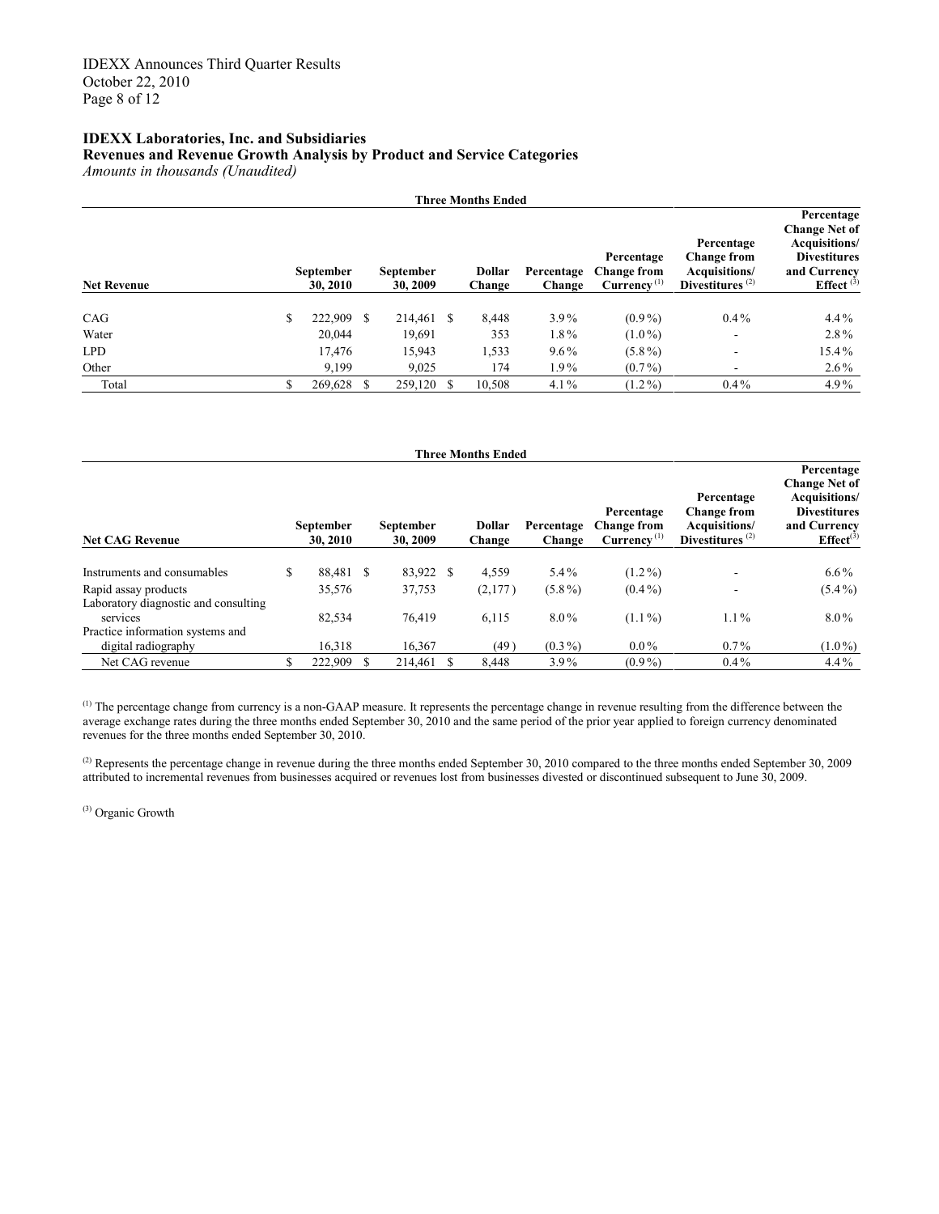**IDEXX Laboratories, Inc. and Subsidiaries**
**Revenues and Revenue Growth Analysis by Product and Service Categories**
*Amounts in thousands (Unaudited)*

| | Three Months Ended | | | | | | |
|---|---|---|---|---|---|---|---|
| **Net Revenue** | **September 30, 2010** | **September 30, 2009** | **Dollar Change** | **Percentage Change** | **Percentage Change from Currency** [(1)] | **Percentage Change from Acquisitions/ Divestitures** [(2)] | **Percentage Change Net of Acquisitions/ Divestitures and Currency Effect** [(3)] |
| CAG | $ 222,909 | $ 214,461 | $ 8,448 | 3.9% | (0.9%) | 0.4% | 4.4% |
| Water | 20,044 | 19,691 | 353 | 1.8% | (1.0%) | - | 2.8% |
| LPD | 17,476 | 15,943 | 1,533 | 9.6% | (5.8%) | - | 15.4% |
| Other | 9,199 | 9,025 | 174 | 1.9% | (0.7%) | - | 2.6% |
| Total | $ 269,628 | $ 259,120 | $ 10,508 | 4.1% | (1.2%) | 0.4% | 4.9% |

| | Three Months Ended | | | | | | |
|---|---|---|---|---|---|---|---|
| **Net CAG Revenue** | **September 30, 2010** | **September 30, 2009** | **Dollar Change** | **Percentage Change** | **Percentage Change from Currency** [(1)] | **Percentage Change from Acquisitions/ Divestitures** [(2)] | **Percentage Change Net of Acquisitions/ Divestitures and Currency Effect** [(3)] |
| Instruments and consumables | $ 88,481 | $ 83,922 | $ 4,559 | 5.4% | (1.2%) | - | 6.6% |
| Rapid assay products | 35,576 | 37,753 | (2,177) | (5.8%) | (0.4%) | - | (5.4%) |
| Laboratory diagnostic and consulting services | 82,534 | 76,419 | 6,115 | 8.0% | (1.1%) | 1.1% | 8.0% |
| Practice information systems and digital radiography | 16,318 | 16,367 | (49) | (0.3%) | 0.0% | 0.7% | (1.0%) |
| Net CAG revenue | $ 222,909 | $ 214,461 | $ 8,448 | 3.9% | (0.9%) | 0.4% | 4.4% |

[(1)] The percentage change from currency is a non-GAAP measure. It represents the percentage change in revenue resulting from the difference between the average exchange rates during the three months ended September 30, 2010 and the same period of the prior year applied to foreign currency denominated revenues for the three months ended September 30, 2010.

[(2)] Represents the percentage change in revenue during the three months ended September 30, 2010 compared to the three months ended September 30, 2009 attributed to incremental revenues from businesses acquired or revenues lost from businesses divested or discontinued subsequent to June 30, 2009.

[(3)] Organic Growth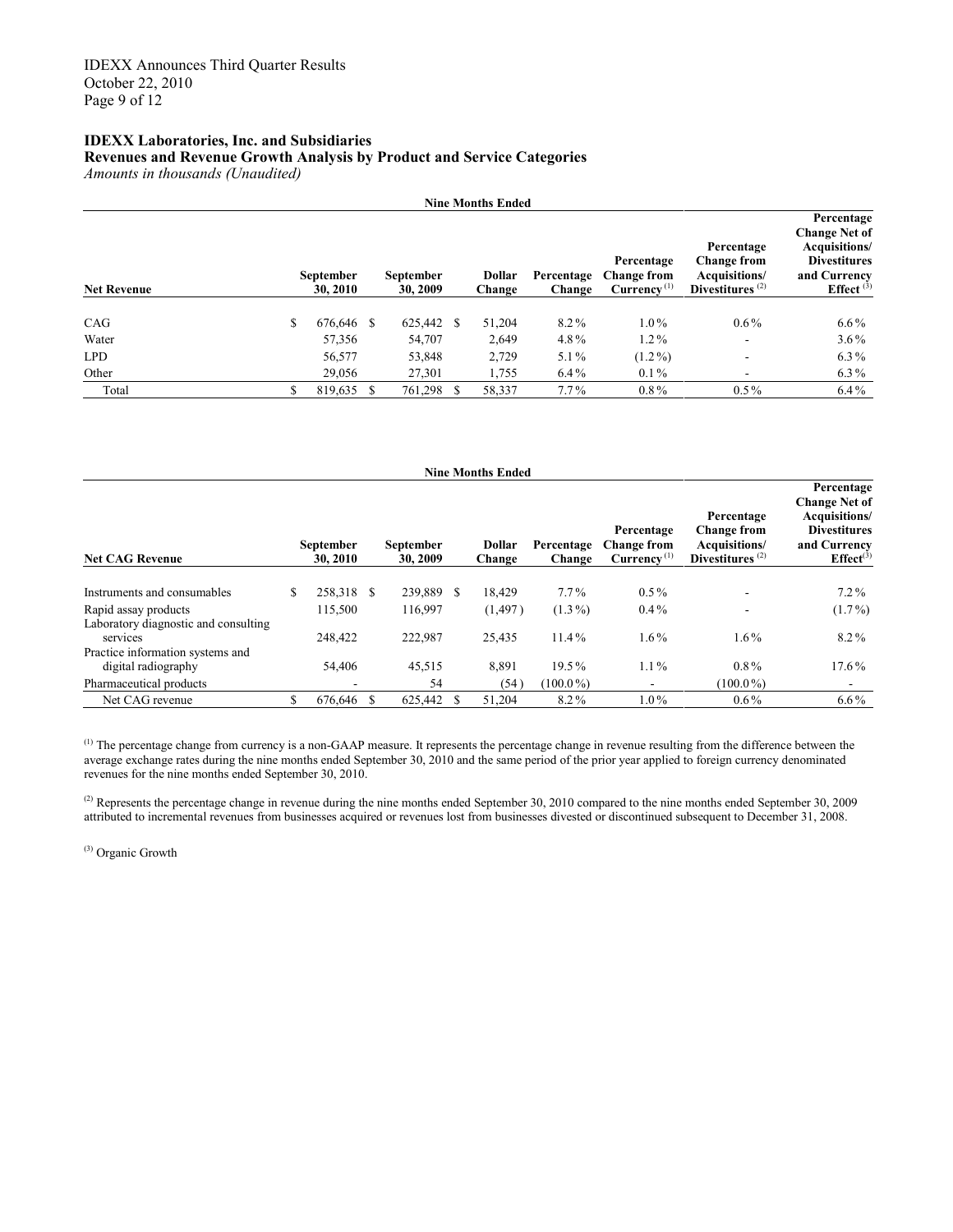**IDEXX Laboratories, Inc. and Subsidiaries**
**Revenues and Revenue Growth Analysis by Product and Service Categories**
*Amounts in thousands (Unaudited)*

| | Nine Months Ended | | | | | | |
|---|---|---|---|---|---|---|---|
| **Net Revenue** | **September 30, 2010** | **September 30, 2009** | **Dollar Change** | **Percentage Change** | **Percentage Change from Currency** [(1)] | **Percentage Change from Acquisitions/ Divestitures** [(2)] | **Percentage Change Net of Acquisitions/ Divestitures and Currency Effect** [(3)] |
| CAG | $ 676,646 | $ 625,442 | $ 51,204 | 8.2% | 1.0% | 0.6% | 6.6% |
| Water | 57,356 | 54,707 | 2,649 | 4.8% | 1.2% | - | 3.6% |
| LPD | 56,577 | 53,848 | 2,729 | 5.1% | (1.2%) | - | 6.3% |
| Other | 29,056 | 27,301 | 1,755 | 6.4% | 0.1% | - | 6.3% |
| Total | $ 819,635 | $ 761,298 | $ 58,337 | 7.7% | 0.8% | 0.5% | 6.4% |

| | Nine Months Ended | | | | | | |
|---|---|---|---|---|---|---|---|
| **Net CAG Revenue** | **September 30, 2010** | **September 30, 2009** | **Dollar Change** | **Percentage Change** | **Percentage Change from Currency** [(1)] | **Percentage Change from Acquisitions/ Divestitures** [(2)] | **Percentage Change Net of Acquisitions/ Divestitures and Currency Effect** [(3)] |
| Instruments and consumables | $ 258,318 | $ 239,889 | $ 18,429 | 7.7% | 0.5% | - | 7.2% |
| Rapid assay products | 115,500 | 116,997 | (1,497) | (1.3%) | 0.4% | - | (1.7%) |
| Laboratory diagnostic and consulting services | 248,422 | 222,987 | 25,435 | 11.4% | 1.6% | 1.6% | 8.2% |
| Practice information systems and digital radiography | 54,406 | 45,515 | 8,891 | 19.5% | 1.1% | 0.8% | 17.6% |
| Pharmaceutical products | - | 54 | (54) | (100.0%) | - | (100.0%) | - |
| Net CAG revenue | $ 676,646 | $ 625,442 | $ 51,204 | 8.2% | 1.0% | 0.6% | 6.6% |

[(1)] The percentage change from currency is a non-GAAP measure. It represents the percentage change in revenue resulting from the difference between the average exchange rates during the nine months ended September 30, 2010 and the same period of the prior year applied to foreign currency denominated revenues for the nine months ended September 30, 2010.

[(2)] Represents the percentage change in revenue during the nine months ended September 30, 2010 compared to the nine months ended September 30, 2009 attributed to incremental revenues from businesses acquired or revenues lost from businesses divested or discontinued subsequent to December 31, 2008.

[(3)] Organic Growth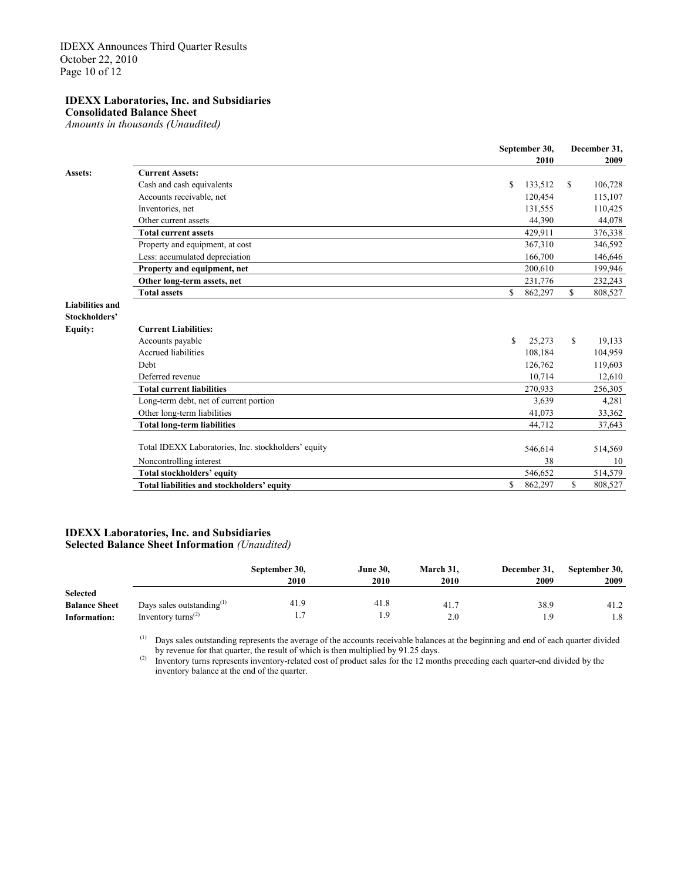## IDEXX Laboratories, Inc. and Subsidiaries
**Consolidated Balance Sheet**
*Amounts in thousands (Unaudited)*

| | | September 30, 2010 | December 31, 2009 |
|---|---|---|---|
| **Assets:** | **Current Assets:** | | |
| | Cash and cash equivalents | $ 133,512 | $ 106,728 |
| | Accounts receivable, net | 120,454 | 115,107 |
| | Inventories, net | 131,555 | 110,425 |
| | Other current assets | 44,390 | 44,078 |
| | **Total current assets** | 429,911 | 376,338 |
| | Property and equipment, at cost | 367,310 | 346,592 |
| | Less: accumulated depreciation | 166,700 | 146,646 |
| | **Property and equipment, net** | 200,610 | 199,946 |
| | **Other long-term assets, net** | 231,776 | 232,243 |
| | **Total assets** | $ 862,297 | $ 808,527 |
| **Liabilities and Stockholders' Equity:** | **Current Liabilities:** | | |
| | Accounts payable | $ 25,273 | $ 19,133 |
| | Accrued liabilities | 108,184 | 104,959 |
| | Debt | 126,762 | 119,603 |
| | Deferred revenue | 10,714 | 12,610 |
| | **Total current liabilities** | 270,933 | 256,305 |
| | Long-term debt, net of current portion | 3,639 | 4,281 |
| | Other long-term liabilities | 41,073 | 33,362 |
| | **Total long-term liabilities** | 44,712 | 37,643 |
| | Total IDEXX Laboratories, Inc. stockholders' equity | 546,614 | 514,569 |
| | Noncontrolling interest | 38 | 10 |
| | **Total stockholders' equity** | 546,652 | 514,579 |
| | **Total liabilities and stockholders' equity** | $ 862,297 | $ 808,527 |

## IDEXX Laboratories, Inc. and Subsidiaries
**Selected Balance Sheet Information** *(Unaudited)*

| | | September 30, 2010 | June 30, 2010 | March 31, 2010 | December 31, 2009 | September 30, 2009 |
|---|---|---|---|---|---|---|
| **Selected Balance Sheet Information:** | Days sales outstanding[(1)] | 41.9 | 41.8 | 41.7 | 38.9 | 41.2 |
| | Inventory turns[(2)] | 1.7 | 1.9 | 2.0 | 1.9 | 1.8 |

[(1)] Days sales outstanding represents the average of the accounts receivable balances at the beginning and end of each quarter divided by revenue for that quarter, the result of which is then multiplied by 91.25 days.

[(2)] Inventory turns represents inventory-related cost of product sales for the 12 months preceding each quarter-end divided by the inventory balance at the end of the quarter.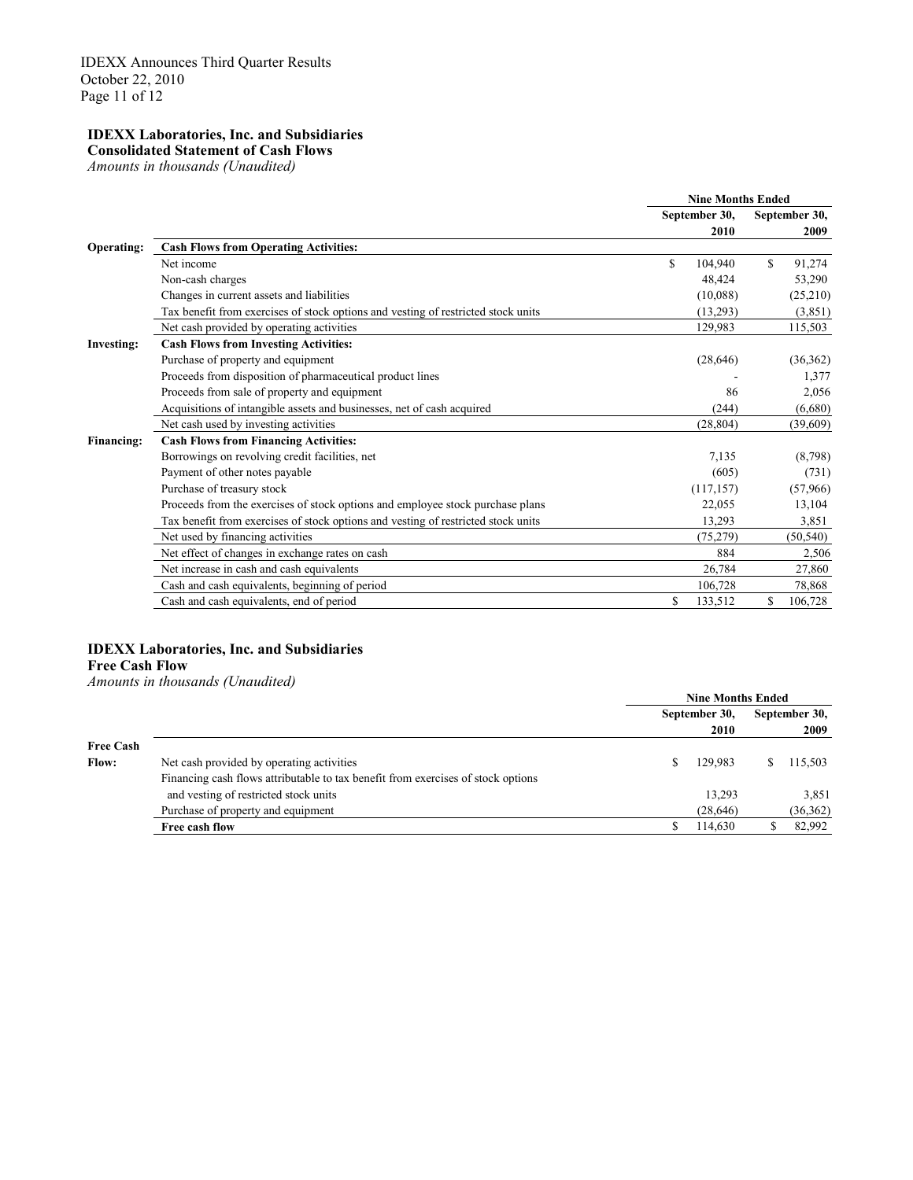**IDEXX Laboratories, Inc. and Subsidiaries**
**Consolidated Statement of Cash Flows**
*Amounts in thousands (Unaudited)*

| | | Nine Months Ended | |
|---|---|---|---|
| | | September 30, 2010 | September 30, 2009 |
| **Operating:** | **Cash Flows from Operating Activities:** | | |
| | Net income | $ 104,940 | $ 91,274 |
| | Non-cash charges | 48,424 | 53,290 |
| | Changes in current assets and liabilities | (10,088) | (25,210) |
| | Tax benefit from exercises of stock options and vesting of restricted stock units | (13,293) | (3,851) |
| | Net cash provided by operating activities | 129,983 | 115,503 |
| **Investing:** | **Cash Flows from Investing Activities:** | | |
| | Purchase of property and equipment | (28,646) | (36,362) |
| | Proceeds from disposition of pharmaceutical product lines | - | 1,377 |
| | Proceeds from sale of property and equipment | 86 | 2,056 |
| | Acquisitions of intangible assets and businesses, net of cash acquired | (244) | (6,680) |
| | Net cash used by investing activities | (28,804) | (39,609) |
| **Financing:** | **Cash Flows from Financing Activities:** | | |
| | Borrowings on revolving credit facilities, net | 7,135 | (8,798) |
| | Payment of other notes payable | (605) | (731) |
| | Purchase of treasury stock | (117,157) | (57,966) |
| | Proceeds from the exercises of stock options and employee stock purchase plans | 22,055 | 13,104 |
| | Tax benefit from exercises of stock options and vesting of restricted stock units | 13,293 | 3,851 |
| | Net used by financing activities | (75,279) | (50,540) |
| | Net effect of changes in exchange rates on cash | 884 | 2,506 |
| | Net increase in cash and cash equivalents | 26,784 | 27,860 |
| | Cash and cash equivalents, beginning of period | 106,728 | 78,868 |
| | Cash and cash equivalents, end of period | $ 133,512 | $ 106,728 |

**IDEXX Laboratories, Inc. and Subsidiaries**
**Free Cash Flow**
*Amounts in thousands (Unaudited)*

| | | Nine Months Ended | |
|---|---|---|---|
| | | September 30, 2010 | September 30, 2009 |
| **Free Cash Flow:** | Net cash provided by operating activities | $ 129,983 | $ 115,503 |
| | Financing cash flows attributable to tax benefit from exercises of stock options and vesting of restricted stock units | 13,293 | 3,851 |
| | Purchase of property and equipment | (28,646) | (36,362) |
| | **Free cash flow** | $ 114,630 | $ 82,992 |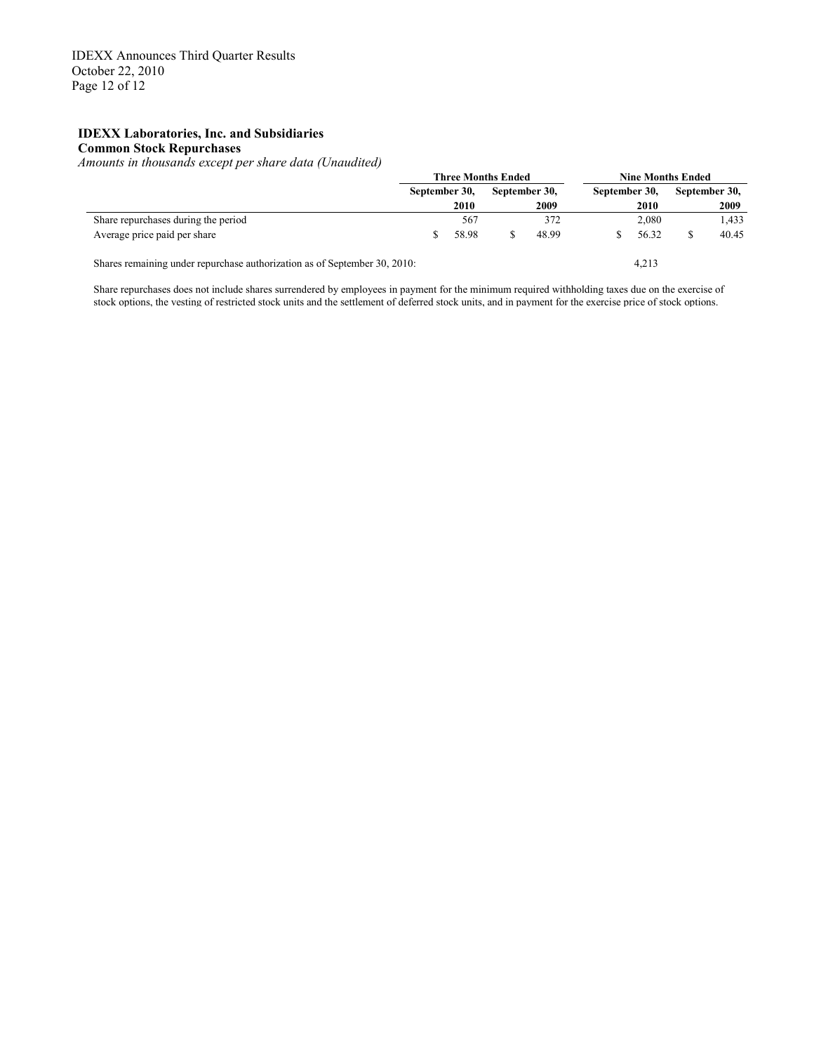**IDEXX Laboratories, Inc. and Subsidiaries**
**Common Stock Repurchases**
*Amounts in thousands except per share data (Unaudited)*

| | Three Months Ended | | Nine Months Ended | |
|---|---|---|---|---|
| | September 30, 2010 | September 30, 2009 | September 30, 2010 | September 30, 2009 |
| Share repurchases during the period | 567 | 372 | 2,080 | 1,433 |
| Average price paid per share | $ 58.98 | $ 48.99 | $ 56.32 | $ 40.45 |
| | | | | |
| Shares remaining under repurchase authorization as of September 30, 2010: | | | 4,213 | |

Share repurchases does not include shares surrendered by employees in payment for the minimum required withholding taxes due on the exercise of stock options, the vesting of restricted stock units and the settlement of deferred stock units, and in payment for the exercise price of stock options.